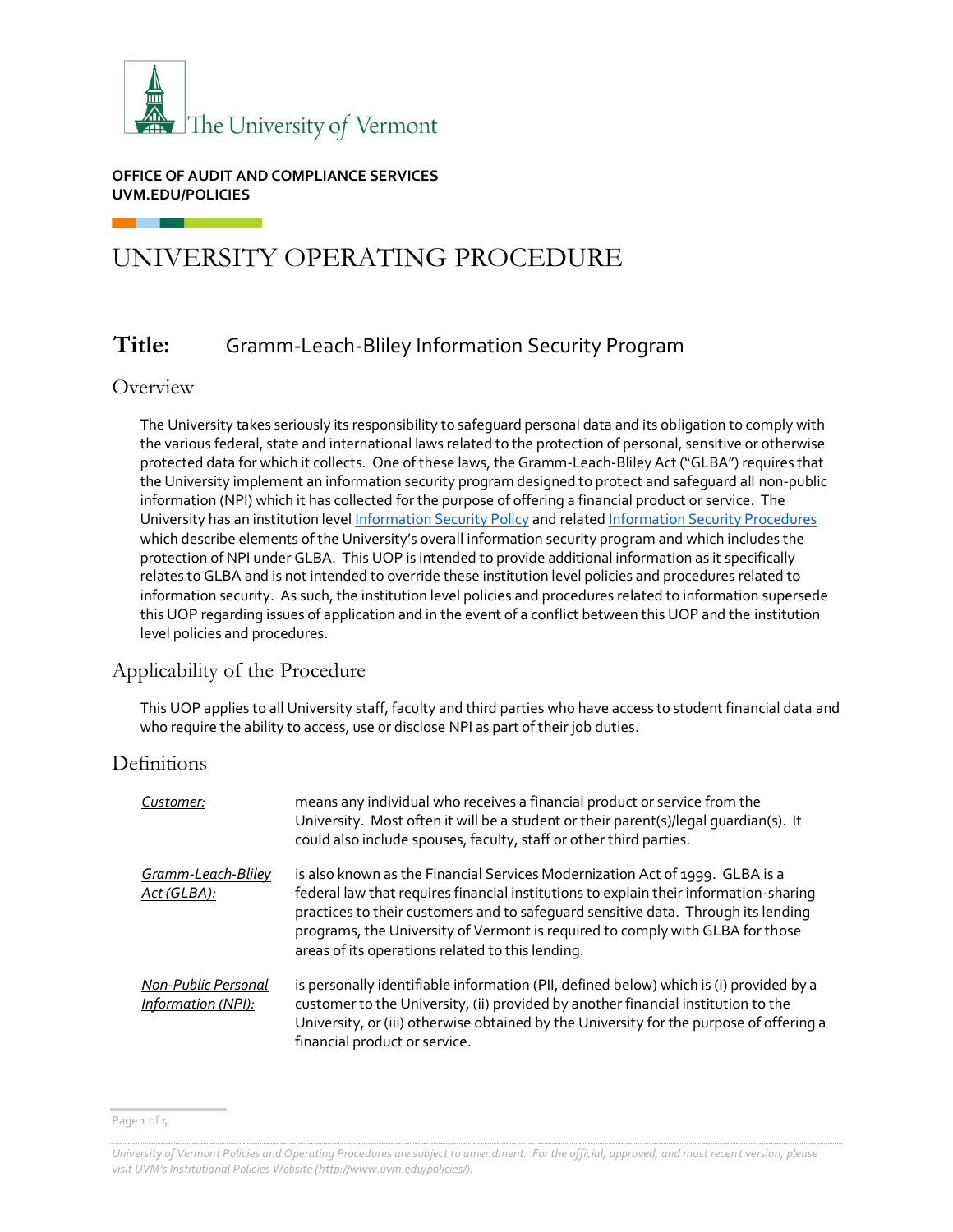The University of Vermont

**OFFICE OF AUDIT AND COMPLIANCE SERVICES**
**UVM.EDU/POLICIES**

# UNIVERSITY OPERATING PROCEDURE

## Title: Gramm-Leach-Bliley Information Security Program

### Overview

The University takes seriously its responsibility to safeguard personal data and its obligation to comply with the various federal, state and international laws related to the protection of personal, sensitive or otherwise protected data for which it collects. One of these laws, the Gramm-Leach-Bliley Act ("GLBA") requires that the University implement an information security program designed to protect and safeguard all non-public information (NPI) which it has collected for the purpose of offering a financial product or service. The University has an institution level Information Security Policy and related Information Security Procedures which describe elements of the University's overall information security program and which includes the protection of NPI under GLBA. This UOP is intended to provide additional information as it specifically relates to GLBA and is not intended to override these institution level policies and procedures related to information security. As such, the institution level policies and procedures related to information supersede this UOP regarding issues of application and in the event of a conflict between this UOP and the institution level policies and procedures.

### Applicability of the Procedure

This UOP applies to all University staff, faculty and third parties who have access to student financial data and who require the ability to access, use or disclose NPI as part of their job duties.

### Definitions

| | |
|---|---|
| *Customer:* | means any individual who receives a financial product or service from the University. Most often it will be a student or their parent(s)/legal guardian(s). It could also include spouses, faculty, staff or other third parties. |
| *Gramm-Leach-Bliley Act (GLBA):* | is also known as the Financial Services Modernization Act of 1999. GLBA is a federal law that requires financial institutions to explain their information-sharing practices to their customers and to safeguard sensitive data. Through its lending programs, the University of Vermont is required to comply with GLBA for those areas of its operations related to this lending. |
| *Non-Public Personal Information (NPI):* | is personally identifiable information (PII, defined below) which is (i) provided by a customer to the University, (ii) provided by another financial institution to the University, or (iii) otherwise obtained by the University for the purpose of offering a financial product or service. |

*University of Vermont Policies and Operating Procedures are subject to amendment. For the official, approved, and most recent version, please visit UVM's Institutional Policies Website (http://www.uvm.edu/policies/).*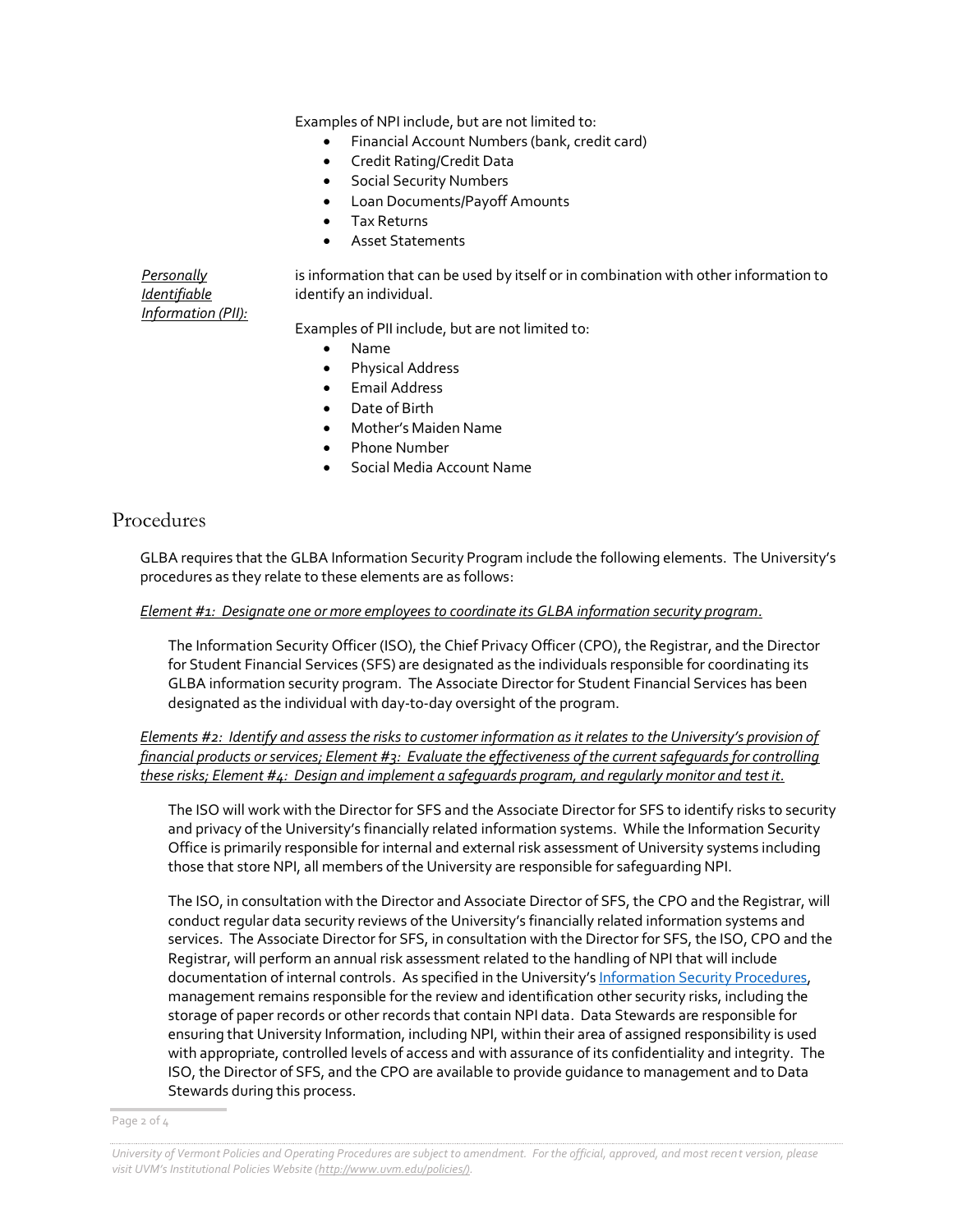Examples of NPI include, but are not limited to:

- Financial Account Numbers (bank, credit card)
- Credit Rating/Credit Data
- Social Security Numbers
- Loan Documents/Payoff Amounts
- Tax Returns
- Asset Statements

*Personally Identifiable Information (PII):* is information that can be used by itself or in combination with other information to identify an individual.

Examples of PII include, but are not limited to:

- Name
- Physical Address
- Email Address
- Date of Birth
- Mother's Maiden Name
- Phone Number
- Social Media Account Name

## Procedures

GLBA requires that the GLBA Information Security Program include the following elements. The University's procedures as they relate to these elements are as follows:

*Element #1: Designate one or more employees to coordinate its GLBA information security program.*

The Information Security Officer (ISO), the Chief Privacy Officer (CPO), the Registrar, and the Director for Student Financial Services (SFS) are designated as the individuals responsible for coordinating its GLBA information security program. The Associate Director for Student Financial Services has been designated as the individual with day-to-day oversight of the program.

*Elements #2: Identify and assess the risks to customer information as it relates to the University's provision of financial products or services; Element #3: Evaluate the effectiveness of the current safeguards for controlling these risks; Element #4: Design and implement a safeguards program, and regularly monitor and test it.*

The ISO will work with the Director for SFS and the Associate Director for SFS to identify risks to security and privacy of the University's financially related information systems. While the Information Security Office is primarily responsible for internal and external risk assessment of University systems including those that store NPI, all members of the University are responsible for safeguarding NPI.

The ISO, in consultation with the Director and Associate Director of SFS, the CPO and the Registrar, will conduct regular data security reviews of the University's financially related information systems and services. The Associate Director for SFS, in consultation with the Director for SFS, the ISO, CPO and the Registrar, will perform an annual risk assessment related to the handling of NPI that will include documentation of internal controls. As specified in the University's Information Security Procedures, management remains responsible for the review and identification other security risks, including the storage of paper records or other records that contain NPI data. Data Stewards are responsible for ensuring that University Information, including NPI, within their area of assigned responsibility is used with appropriate, controlled levels of access and with assurance of its confidentiality and integrity. The ISO, the Director of SFS, and the CPO are available to provide guidance to management and to Data Stewards during this process.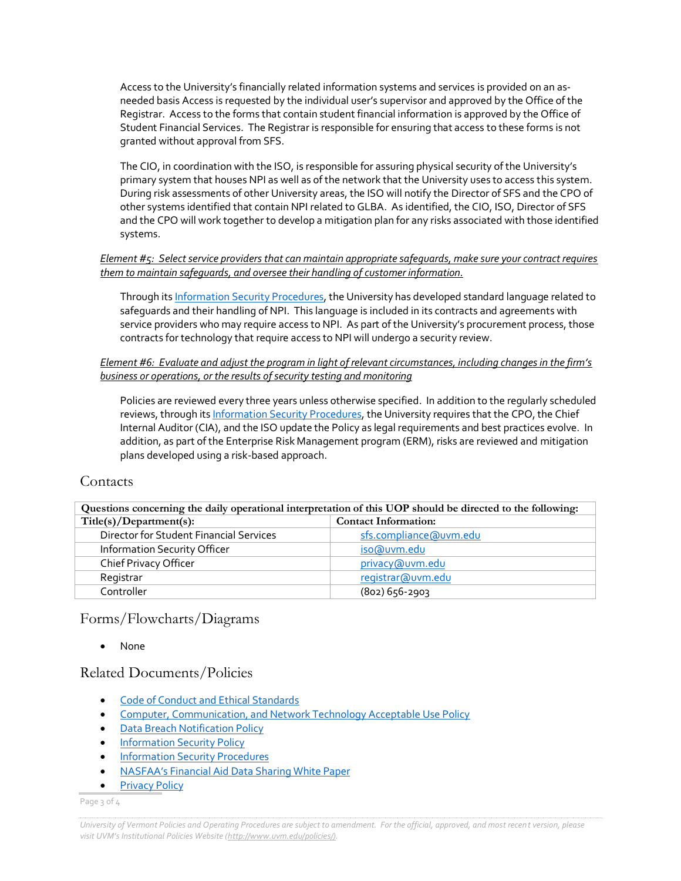Access to the University's financially related information systems and services is provided on an as-needed basis Access is requested by the individual user's supervisor and approved by the Office of the Registrar. Access to the forms that contain student financial information is approved by the Office of Student Financial Services. The Registrar is responsible for ensuring that access to these forms is not granted without approval from SFS.

The CIO, in coordination with the ISO, is responsible for assuring physical security of the University's primary system that houses NPI as well as of the network that the University uses to access this system. During risk assessments of other University areas, the ISO will notify the Director of SFS and the CPO of other systems identified that contain NPI related to GLBA. As identified, the CIO, ISO, Director of SFS and the CPO will work together to develop a mitigation plan for any risks associated with those identified systems.

*Element #5: Select service providers that can maintain appropriate safeguards, make sure your contract requires them to maintain safeguards, and oversee their handling of customer information.*

Through its Information Security Procedures, the University has developed standard language related to safeguards and their handling of NPI. This language is included in its contracts and agreements with service providers who may require access to NPI. As part of the University's procurement process, those contracts for technology that require access to NPI will undergo a security review.

*Element #6: Evaluate and adjust the program in light of relevant circumstances, including changes in the firm's business or operations, or the results of security testing and monitoring*

Policies are reviewed every three years unless otherwise specified. In addition to the regularly scheduled reviews, through its Information Security Procedures, the University requires that the CPO, the Chief Internal Auditor (CIA), and the ISO update the Policy as legal requirements and best practices evolve. In addition, as part of the Enterprise Risk Management program (ERM), risks are reviewed and mitigation plans developed using a risk-based approach.

## Contacts

| Questions concerning the daily operational interpretation of this UOP should be directed to the following: | |
|---|---|
| **Title(s)/Department(s):** | **Contact Information:** |
| Director for Student Financial Services | sfs.compliance@uvm.edu |
| Information Security Officer | iso@uvm.edu |
| Chief Privacy Officer | privacy@uvm.edu |
| Registrar | registrar@uvm.edu |
| Controller | (802) 656-2903 |

## Forms/Flowcharts/Diagrams

- None

## Related Documents/Policies

- Code of Conduct and Ethical Standards
- Computer, Communication, and Network Technology Acceptable Use Policy
- Data Breach Notification Policy
- Information Security Policy
- Information Security Procedures
- NASFAA's Financial Aid Data Sharing White Paper
- Privacy Policy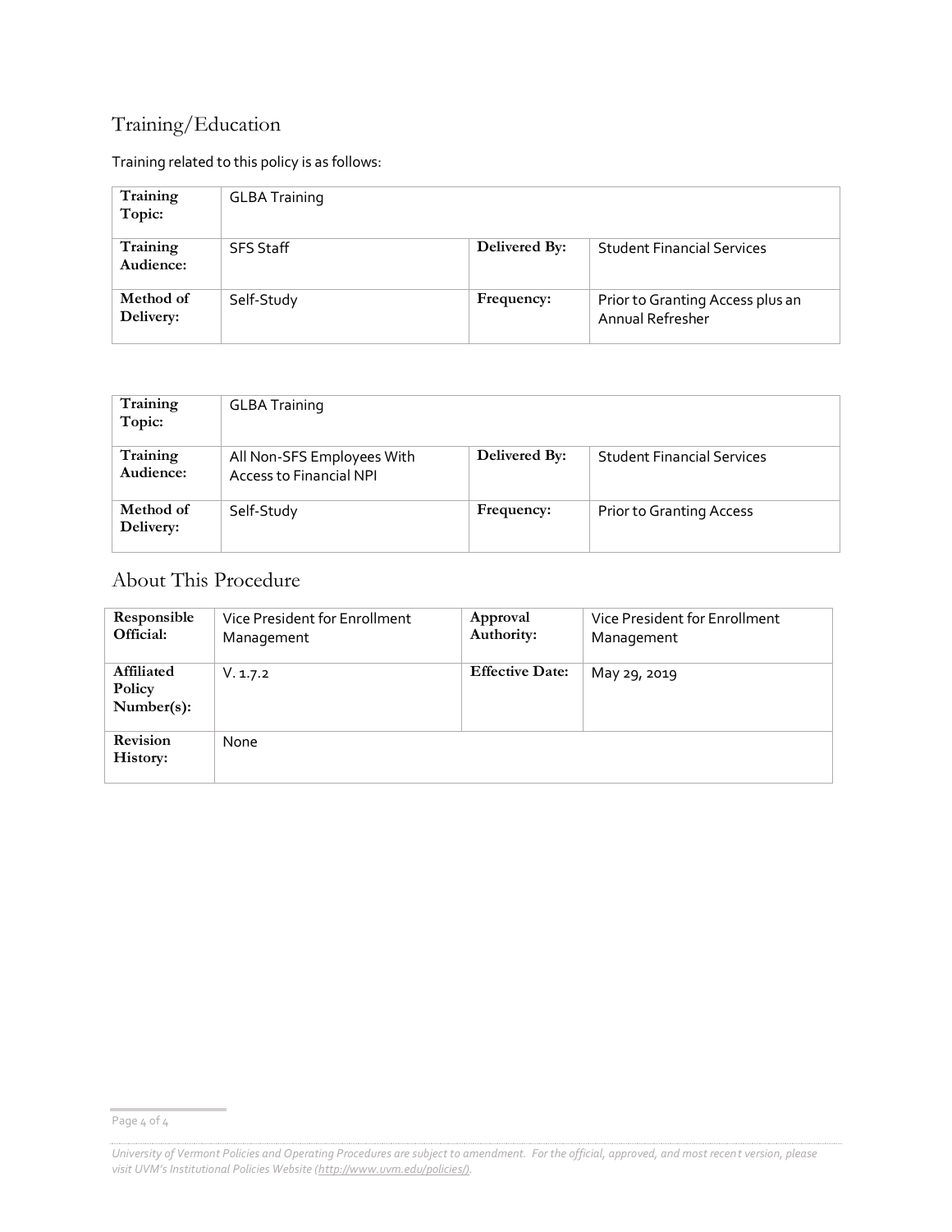## Training/Education

Training related to this policy is as follows:

| | | | |
|---|---|---|---|
| **Training Topic:** | GLBA Training | | |
| **Training Audience:** | SFS Staff | **Delivered By:** | Student Financial Services |
| **Method of Delivery:** | Self-Study | **Frequency:** | Prior to Granting Access plus an Annual Refresher |

| | | | |
|---|---|---|---|
| **Training Topic:** | GLBA Training | | |
| **Training Audience:** | All Non-SFS Employees With Access to Financial NPI | **Delivered By:** | Student Financial Services |
| **Method of Delivery:** | Self-Study | **Frequency:** | Prior to Granting Access |

## About This Procedure

| | | | |
|---|---|---|---|
| **Responsible Official:** | Vice President for Enrollment Management | **Approval Authority:** | Vice President for Enrollment Management |
| **Affiliated Policy Number(s):** | V. 1.7.2 | **Effective Date:** | May 29, 2019 |
| **Revision History:** | None | | |

*University of Vermont Policies and Operating Procedures are subject to amendment. For the official, approved, and most recent version, please visit UVM's Institutional Policies Website (http://www.uvm.edu/policies/).*